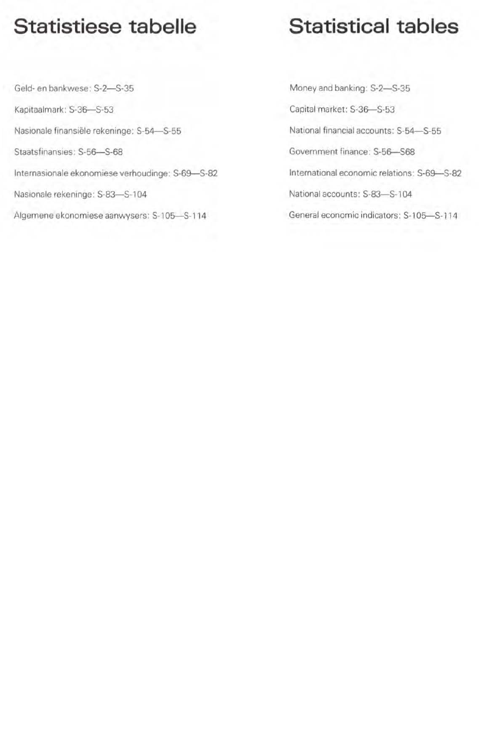# Statistiese tabelle

Geld- en bankwese: S-2—S-35

Kapitaalmark: S-36—S-53

Nasionale finansiële rekeninge: S-54—S-55

Staatsfinansies: S-56—S-68

Internasionale ekonomiese verhoudinge: S-69—S-82

Nasionale rekeninge: S-83—S-104

Algemene ekonomiese aanwysers: S-105—S-114

# Statistical tables

Money and banking: S-2—S-35

Capital market: S-36—S-53

National financial accounts: S-54—S-55

Government finance: S-56—S68

International economic relations: S-69—S-82

National accounts: S-83—S-104

General economic indicators: S-105—S-114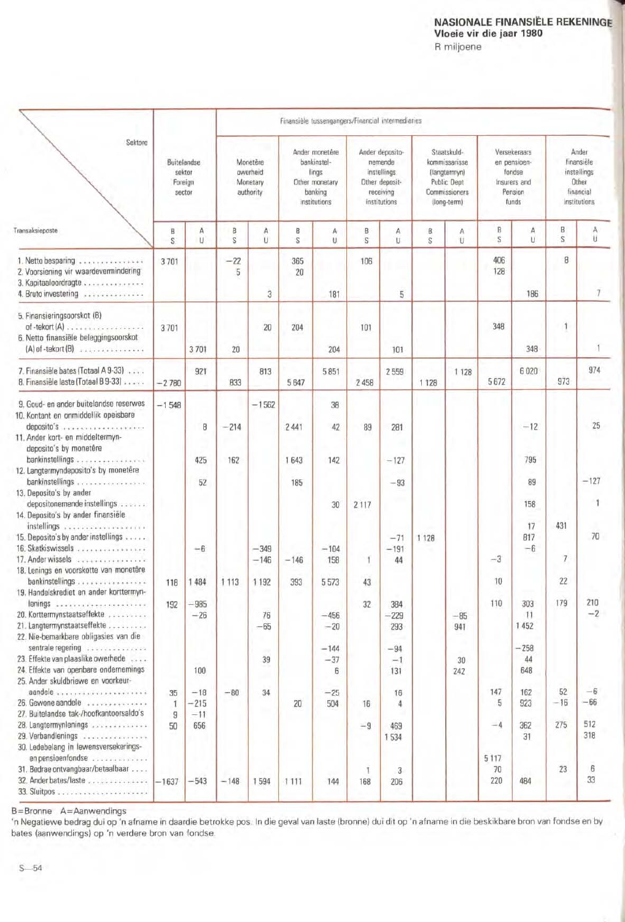## NASIONALE FINANSIËLE REKENINGE
### Vloeie vir die jaar 1980
R miljoene

| Sektore / Transaksieposte | Buitelandse sektor Foreign sector | | Finansiële tussengangers/Financial intermediaries: Monetêre owerheid Monetary authority | | Ander monetêre bankinstellings Other monetary banking institutions | | Ander depositonemende instellings Other deposit-receiving institutions | | Staatskuldkommissarisse (langtermyn) Public Dept Commissioners (long-term) | | Versekeraars en pensioenfondse Insurers and Pension funds | | Ander finansiële instellings Other financial institutions | |
|---|---|---|---|---|---|---|---|---|---|---|---|---|---|---|
| | B S | A U | B S | A U | B S | A U | B S | A U | B S | A U | B S | A U | B S | A U |
| 1. Netto besparing | 3 701 | | −22 | | 365 | | 106 | | | | 406 | | 8 | |
| 2. Voorsiening vir waardevermindering | | | 5 | | 20 | | | | | | 128 | | | |
| 3. Kapitaaloordragte | | | | | | | | | | | | | | |
| 4. Bruto investering | | | | 3 | | 181 | | 5 | | | | 186 | | 7 |
| 5. Finansieringsoorskot (B) of -tekort (A) | 3 701 | | | 20 | 204 | | 101 | | | | 348 | | 1 | |
| 6. Netto finansiële beleggingsoorskot (A) of -tekort (B) | | 3 701 | 20 | | | 204 | | 101 | | | | 348 | | 1 |
| 7. Finansiële bates (Totaal A 9-33) | | 921 | | 813 | | 5 851 | | 2 559 | | 1 128 | | 6 020 | | 974 |
| 8. Finansiële laste (Totaal B 9-33) | −2 780 | | 833 | | 5 647 | | 2 458 | | 1 128 | | 5 672 | | 973 | |
| 9. Goud- en ander buitelandse reserwes | −1 548 | | | −1 562 | | 38 | | | | | | | | |
| 10. Kontant en onmiddellik opeisbare deposito's | | 8 | −214 | | 2 441 | 42 | 89 | 281 | | | | −12 | | 25 |
| 11. Ander kort- en middeltermyndeposito's by monetêre bankinstellings | | 425 | 162 | | 1 643 | 142 | | −127 | | | | 795 | | |
| 12. Langtermyndeposito's by monetêre bankinstellings | | 52 | | | 185 | | | −93 | | | | 89 | | −127 |
| 13. Deposito's by ander depositonemende instellings | | | | | | 30 | 2 117 | | | | | 158 | | 1 |
| 14. Deposito's by ander finansiële instellings | | | | | | | | | | | | 17 | 431 | |
| 15. Deposito's by ander instellings | | | | | | | | −71 | 1 128 | | | 817 | | 70 |
| 16. Skatkiswissels | | −6 | | −349 | | −104 | | −191 | | | | −6 | | |
| 17. Ander wissels | | | | −146 | −146 | 158 | 1 | 44 | | | −3 | | 7 | |
| 18. Lenings en voorskotte van monetêre bankinstellings | 118 | 1 484 | 1 113 | 1 192 | 393 | 5 573 | 43 | | | | 10 | | 22 | |
| 19. Handelskrediet en ander korttermynlenings | 192 | −985 | | | | | 32 | 384 | | | 110 | 303 | 179 | 210 |
| 20. Korttermynstaatseffekte | | −26 | | 76 | | −456 | | −229 | | −85 | | 11 | | −2 |
| 21. Langtermynstaatseffekte | | | | −65 | | −20 | | 293 | | 941 | | 1 452 | | |
| 22. Nie-bemarkbare obligasies van die sentrale regering | | | | | | −144 | | −94 | | | | −258 | | |
| 23. Effekte van plaaslike owerhede | | | | 39 | | −37 | | −1 | | 30 | | 44 | | |
| 24. Effekte van openbare ondernemings | | 100 | | | | 6 | | 131 | | 242 | | 648 | | |
| 25. Ander skuldbriewe en voorkeuraandele | 35 | −18 | −80 | 34 | | −25 | | 16 | | | 147 | 162 | 52 | −6 |
| 26. Gewone aandele | 1 | −215 | | | 20 | 504 | 16 | 4 | | | 5 | 923 | −16 | −66 |
| 27. Buitelandse tak-/hoofkantoorsaldo's | 9 | −11 | | | | | | | | | | | | |
| 28. Langtermynlenings | 50 | 656 | | | | | −9 | 469 | | | −4 | 362 | 275 | 512 |
| 29. Verbandlenings | | | | | | | | 1 534 | | | | 31 | | 318 |
| 30. Ledebelang in lewensversekerings- en pensioenfondse | | | | | | | | | | | 5 117 | | | |
| 31. Bedrae ontvangbaar/betaalbaar | | | | | | | 1 | 3 | | | 70 | | 23 | 6 |
| 32. Ander bates/laste | −1 637 | −543 | −148 | 1 594 | 1 111 | 144 | 168 | 206 | | | 220 | 484 | | 33 |
| 33. Sluitpos | | | | | | | | | | | | | | |

B=Bronne A=Aanwendings

'n Negatiewe bedrag dui op 'n afname in daardie betrokke pos. In die geval van laste (bronne) dui dit op 'n afname in die beskikbare bron van fondse en by bates (aanwendings) op 'n verdere bron van fondse.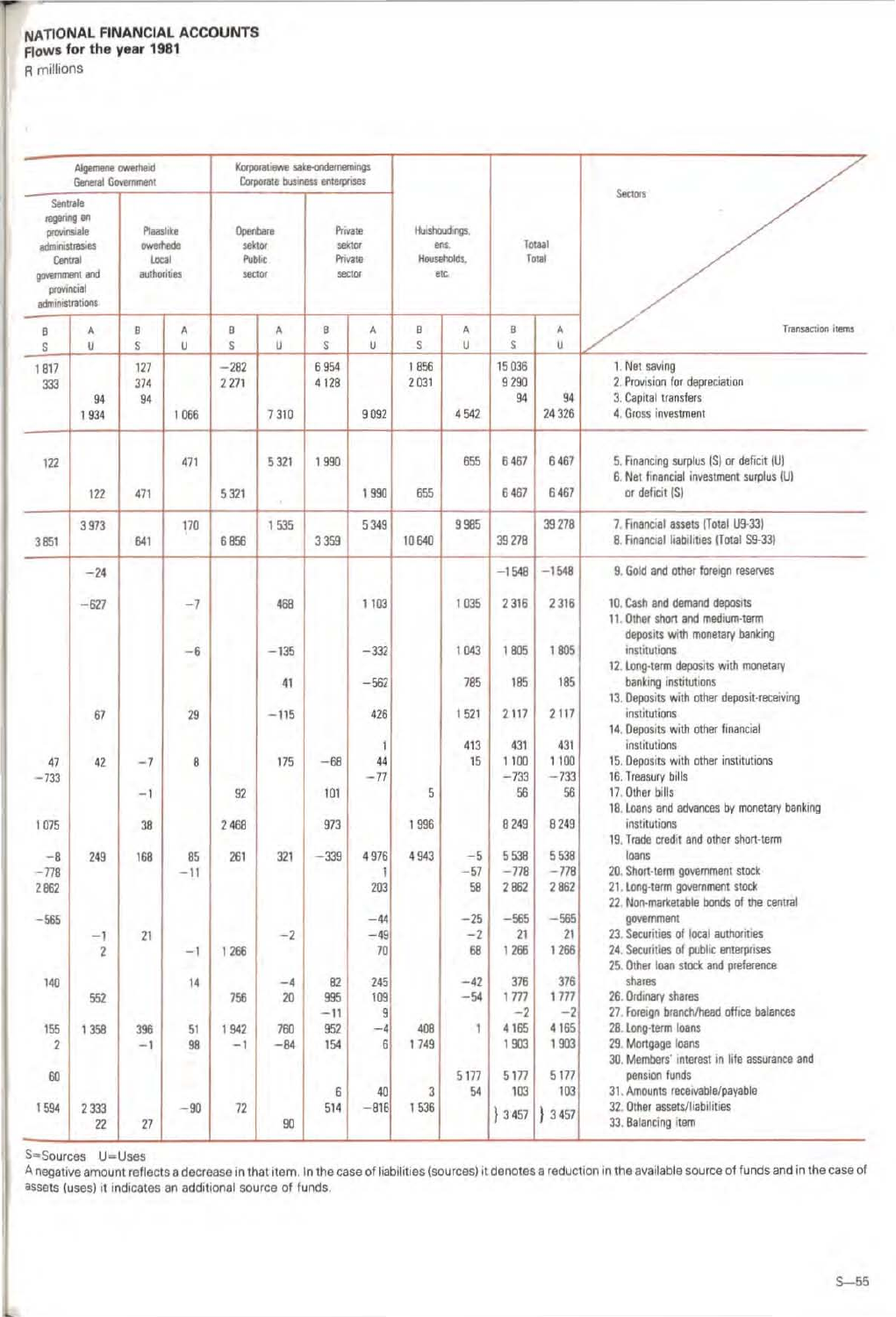## NATIONAL FINANCIAL ACCOUNTS
**Flows for the year 1981**
R millions

| Algemene owerheid General Government | | | | Korporatiewe sake-ondernemings Corporate business enterprises | | | | | | | | Sectors |
|---|---|---|---|---|---|---|---|---|---|---|---|---|
| Sentrale regering en provinsiale administrasies Central government and provincial administrations | | Plaaslike owerhede Local authorities | | Openbare sektor Public sector | | Private sektor Private sector | | Huishoudings, ens. Households, etc. | | Totaal Total | | |
| B S | A U | B S | A U | B S | A U | B S | A U | B S | A U | B S | A U | Transaction items |
| 1 817 | | 127 | | −282 | | 6 954 | | 1 856 | | 15 036 | | 1. Net saving |
| 333 | | 374 | | 2 271 | | 4 128 | | 2 031 | | 9 290 | | 2. Provision for depreciation |
| | 94 | 94 | | | | | | | | 94 | 94 | 3. Capital transfers |
| | 1 934 | | 1 066 | | 7 310 | | 9 092 | | 4 542 | | 24 326 | 4. Gross investment |
| 122 | | | 471 | | 5 321 | 1 990 | | | 655 | 6 467 | 6 467 | 5. Financing surplus (S) or deficit (U) |
| | 122 | 471 | | 5 321 | | | 1 990 | 655 | | 6 467 | 6 467 | 6. Net financial investment surplus (U) or deficit (S) |
| | 3 973 | | 170 | | 1 535 | | 5 349 | | 9 985 | | 39 278 | 7. Financial assets (Total U9-33) |
| 3 851 | | 641 | | 6 856 | | 3 359 | | 10 640 | | 39 278 | | 8. Financial liabilities (Total S9-33) |
| | −24 | | | | | | | | | −1 548 | −1 548 | 9. Gold and other foreign reserves |
| | −627 | | −7 | | 468 | | 1 103 | | 1 035 | 2 316 | 2 316 | 10. Cash and demand deposits |
| | | | −6 | | −135 | | −332 | | 1 043 | 1 805 | 1 805 | 11. Other short and medium-term deposits with monetary banking institutions |
| | | | | | 41 | | −562 | | 785 | 185 | 185 | 12. Long-term deposits with monetary banking institutions |
| | 67 | | 29 | | −115 | | 426 | | 1 521 | 2 117 | 2 117 | 13. Deposits with other deposit-receiving institutions |
| | | | | | | | 1 | | 413 | 431 | 431 | 14. Deposits with other financial institutions |
| 47 | 42 | −7 | 8 | | 175 | −68 | 44 | | 15 | 1 100 | 1 100 | 15. Deposits with other institutions |
| −733 | | | | | | | −77 | | | −733 | −733 | 16. Treasury bills |
| | | −1 | | 92 | | 101 | | 5 | | 56 | 56 | 17. Other bills |
| 1 075 | | 38 | | 2 468 | | 973 | | 1 996 | | 8 249 | 8 249 | 18. Loans and advances by monetary banking institutions |
| −8 | 249 | 168 | 85 | 261 | 321 | −339 | 4 976 | 4 943 | −5 | 5 538 | 5 538 | 19. Trade credit and other short-term loans |
| −778 | | | −11 | | | | 1 | | −57 | −778 | −778 | 20. Short-term government stock |
| 2 862 | | | | | | | 203 | | 58 | 2 862 | 2 862 | 21. Long-term government stock |
| −565 | | | | | | | −44 | | −25 | −565 | −565 | 22. Non-marketable bonds of the central government |
| | −1 | 21 | | | −2 | | −49 | | −2 | 21 | 21 | 23. Securities of local authorities |
| | 2 | | −1 | 1 266 | | | 70 | | 68 | 1 266 | 1 266 | 24. Securities of public enterprises |
| 140 | | | 14 | | −4 | 82 | 245 | | −42 | 376 | 376 | 25. Other loan stock and preference shares |
| | 552 | | | 756 | 20 | 995 | 109 | | −54 | 1 777 | 1 777 | 26. Ordinary shares |
| | | | | | | −11 | 9 | | | −2 | −2 | 27. Foreign branch/head office balances |
| 155 | 1 358 | 396 | 51 | 1 942 | 760 | 952 | −4 | 408 | 1 | 4 165 | 4 165 | 28. Long-term loans |
| 2 | | −1 | 98 | −1 | −84 | 154 | 6 | 1 749 | | 1 903 | 1 903 | 29. Mortgage loans |
| 60 | | | | | | | | | 5 177 | 5 177 | 5 177 | 30. Members' interest in life assurance and pension funds |
| | | | | | | 6 | 40 | 3 | 54 | 103 | 103 | 31. Amounts receivable/payable |
| 1 594 | 2 333 | | −90 | 72 | | 514 | −816 | 1 536 | | } 3 457 | } 3 457 | 32. Other assets/liabilities |
| | 22 | 27 | | | 90 | | | | | | | 33. Balancing item |

S=Sources U=Uses

A negative amount reflects a decrease in that item. In the case of liabilities (sources) it denotes a reduction in the available source of funds and in the case of assets (uses) it indicates an additional source of funds.